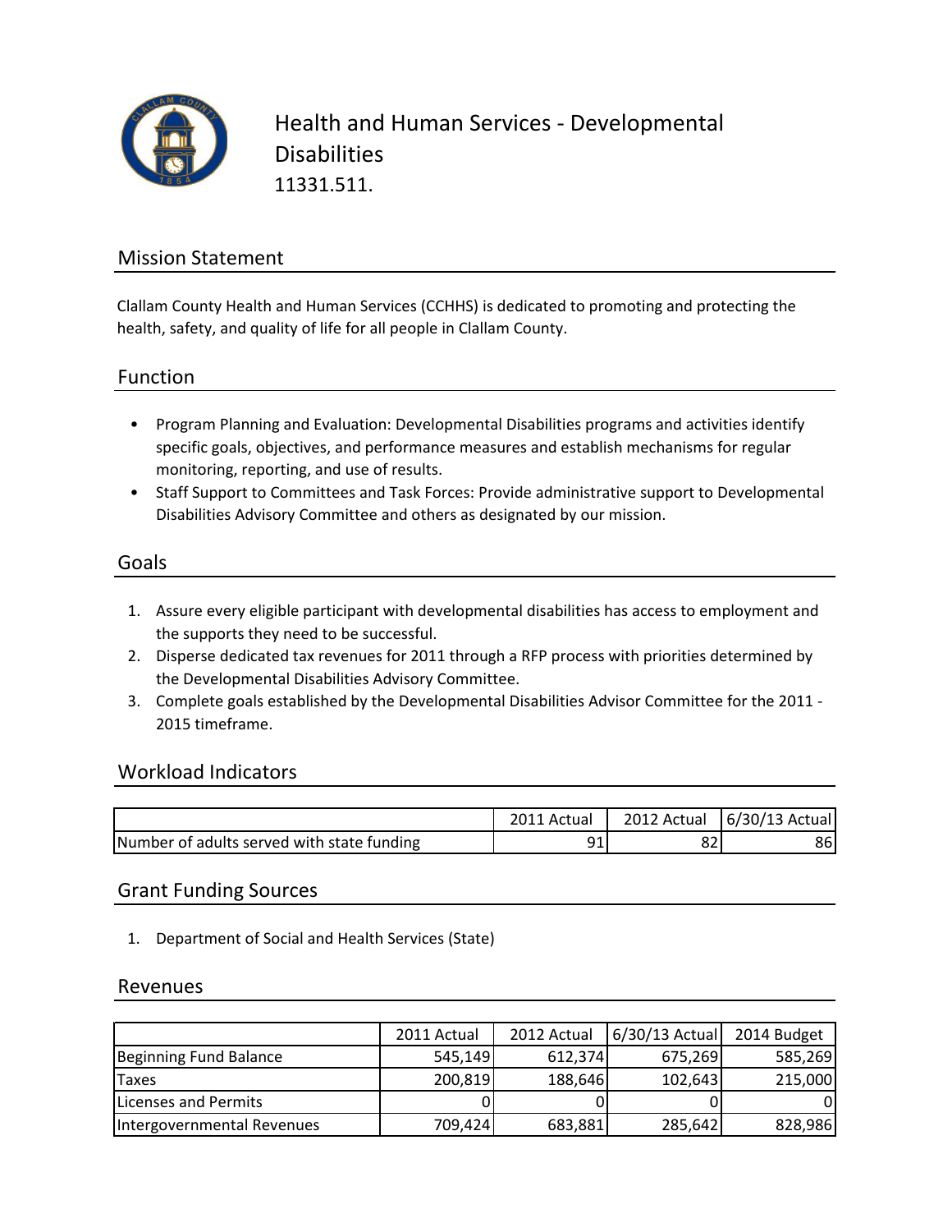# Health and Human Services - Developmental Disabilities

11331.511.

## Mission Statement

Clallam County Health and Human Services (CCHHS) is dedicated to promoting and protecting the health, safety, and quality of life for all people in Clallam County.

## Function

- Program Planning and Evaluation: Developmental Disabilities programs and activities identify specific goals, objectives, and performance measures and establish mechanisms for regular monitoring, reporting, and use of results.
- Staff Support to Committees and Task Forces: Provide administrative support to Developmental Disabilities Advisory Committee and others as designated by our mission.

## Goals

1. Assure every eligible participant with developmental disabilities has access to employment and the supports they need to be successful.
2. Disperse dedicated tax revenues for 2011 through a RFP process with priorities determined by the Developmental Disabilities Advisory Committee.
3. Complete goals established by the Developmental Disabilities Advisor Committee for the 2011 - 2015 timeframe.

## Workload Indicators

| | 2011 Actual | 2012 Actual | 6/30/13 Actual |
|---|---|---|---|
| Number of adults served with state funding | 91 | 82 | 86 |

## Grant Funding Sources

1. Department of Social and Health Services (State)

## Revenues

| | 2011 Actual | 2012 Actual | 6/30/13 Actual | 2014 Budget |
|---|---|---|---|---|
| Beginning Fund Balance | 545,149 | 612,374 | 675,269 | 585,269 |
| Taxes | 200,819 | 188,646 | 102,643 | 215,000 |
| Licenses and Permits | 0 | 0 | 0 | 0 |
| Intergovernmental Revenues | 709,424 | 683,881 | 285,642 | 828,986 |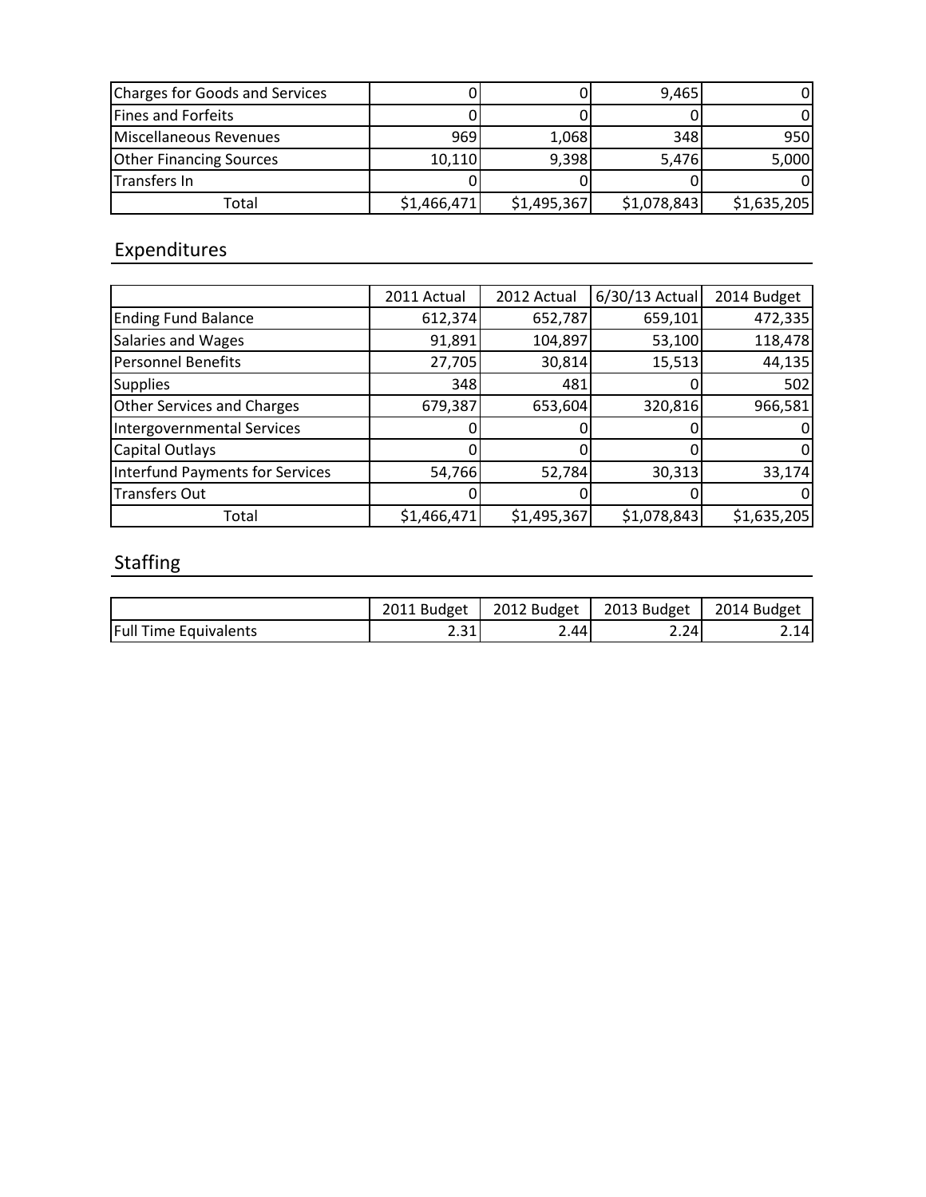| | | | | |
|---|---|---|---|---|
| Charges for Goods and Services | 0 | 0 | 9,465 | 0 |
| Fines and Forfeits | 0 | 0 | 0 | 0 |
| Miscellaneous Revenues | 969 | 1,068 | 348 | 950 |
| Other Financing Sources | 10,110 | 9,398 | 5,476 | 5,000 |
| Transfers In | 0 | 0 | 0 | 0 |
| Total | $1,466,471 | $1,495,367 | $1,078,843 | $1,635,205 |

## Expenditures

| | 2011 Actual | 2012 Actual | 6/30/13 Actual | 2014 Budget |
|---|---|---|---|---|
| Ending Fund Balance | 612,374 | 652,787 | 659,101 | 472,335 |
| Salaries and Wages | 91,891 | 104,897 | 53,100 | 118,478 |
| Personnel Benefits | 27,705 | 30,814 | 15,513 | 44,135 |
| Supplies | 348 | 481 | 0 | 502 |
| Other Services and Charges | 679,387 | 653,604 | 320,816 | 966,581 |
| Intergovernmental Services | 0 | 0 | 0 | 0 |
| Capital Outlays | 0 | 0 | 0 | 0 |
| Interfund Payments for Services | 54,766 | 52,784 | 30,313 | 33,174 |
| Transfers Out | 0 | 0 | 0 | 0 |
| Total | $1,466,471 | $1,495,367 | $1,078,843 | $1,635,205 |

## Staffing

| | 2011 Budget | 2012 Budget | 2013 Budget | 2014 Budget |
|---|---|---|---|---|
| Full Time Equivalents | 2.31 | 2.44 | 2.24 | 2.14 |